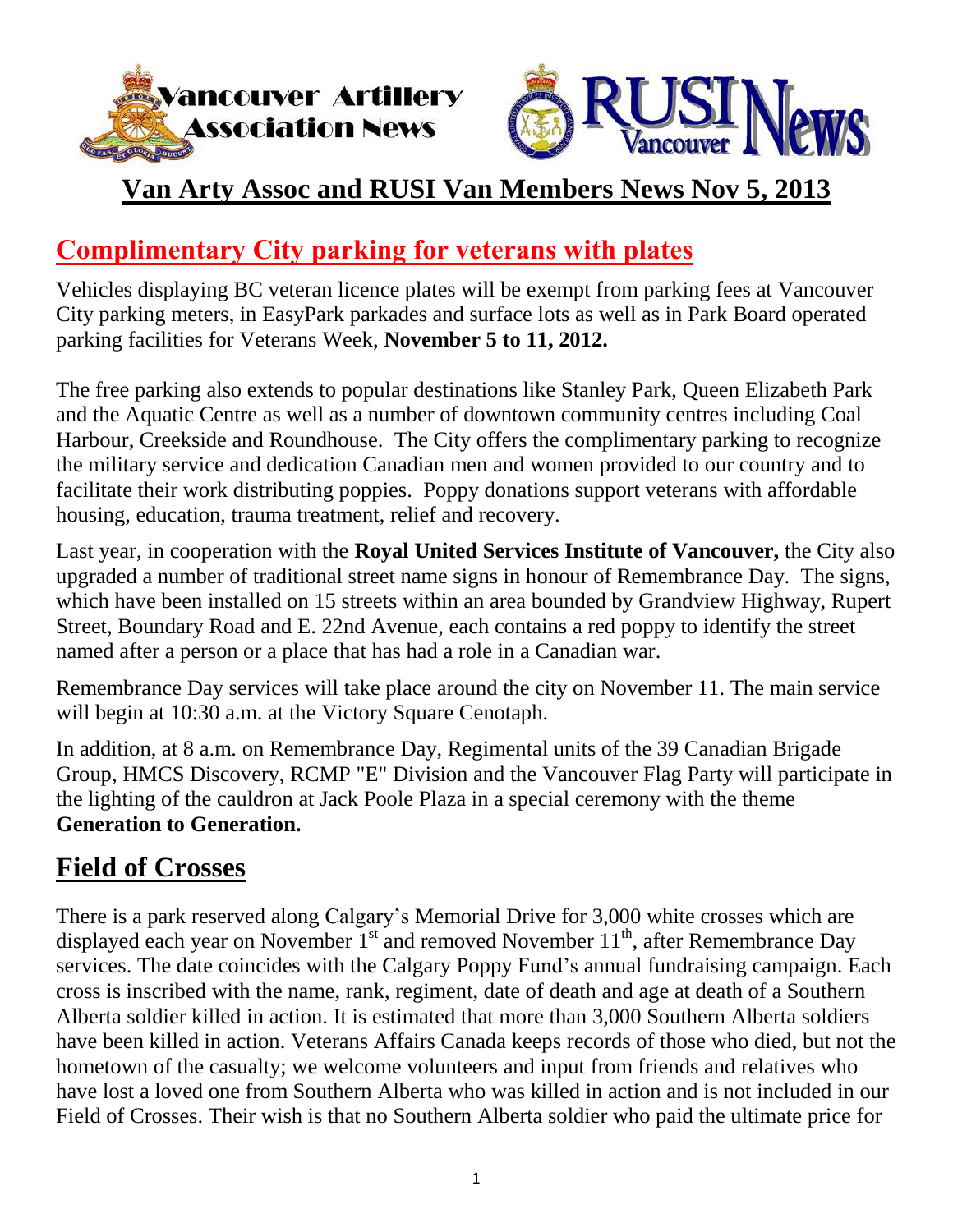Vancouver Artillery Association News

RUSI News Vancouver

# Van Arty Assoc and RUSI Van Members News Nov 5, 2013

## Complimentary City parking for veterans with plates

Vehicles displaying BC veteran licence plates will be exempt from parking fees at Vancouver City parking meters, in EasyPark parkades and surface lots as well as in Park Board operated parking facilities for Veterans Week, **November 5 to 11, 2012.**

The free parking also extends to popular destinations like Stanley Park, Queen Elizabeth Park and the Aquatic Centre as well as a number of downtown community centres including Coal Harbour, Creekside and Roundhouse. The City offers the complimentary parking to recognize the military service and dedication Canadian men and women provided to our country and to facilitate their work distributing poppies. Poppy donations support veterans with affordable housing, education, trauma treatment, relief and recovery.

Last year, in cooperation with the **Royal United Services Institute of Vancouver,** the City also upgraded a number of traditional street name signs in honour of Remembrance Day. The signs, which have been installed on 15 streets within an area bounded by Grandview Highway, Rupert Street, Boundary Road and E. 22nd Avenue, each contains a red poppy to identify the street named after a person or a place that has had a role in a Canadian war.

Remembrance Day services will take place around the city on November 11. The main service will begin at 10:30 a.m. at the Victory Square Cenotaph.

In addition, at 8 a.m. on Remembrance Day, Regimental units of the 39 Canadian Brigade Group, HMCS Discovery, RCMP "E" Division and the Vancouver Flag Party will participate in the lighting of the cauldron at Jack Poole Plaza in a special ceremony with the theme **Generation to Generation.**

## Field of Crosses

There is a park reserved along Calgary's Memorial Drive for 3,000 white crosses which are displayed each year on November 1st and removed November 11th, after Remembrance Day services. The date coincides with the Calgary Poppy Fund's annual fundraising campaign. Each cross is inscribed with the name, rank, regiment, date of death and age at death of a Southern Alberta soldier killed in action. It is estimated that more than 3,000 Southern Alberta soldiers have been killed in action. Veterans Affairs Canada keeps records of those who died, but not the hometown of the casualty; we welcome volunteers and input from friends and relatives who have lost a loved one from Southern Alberta who was killed in action and is not included in our Field of Crosses. Their wish is that no Southern Alberta soldier who paid the ultimate price for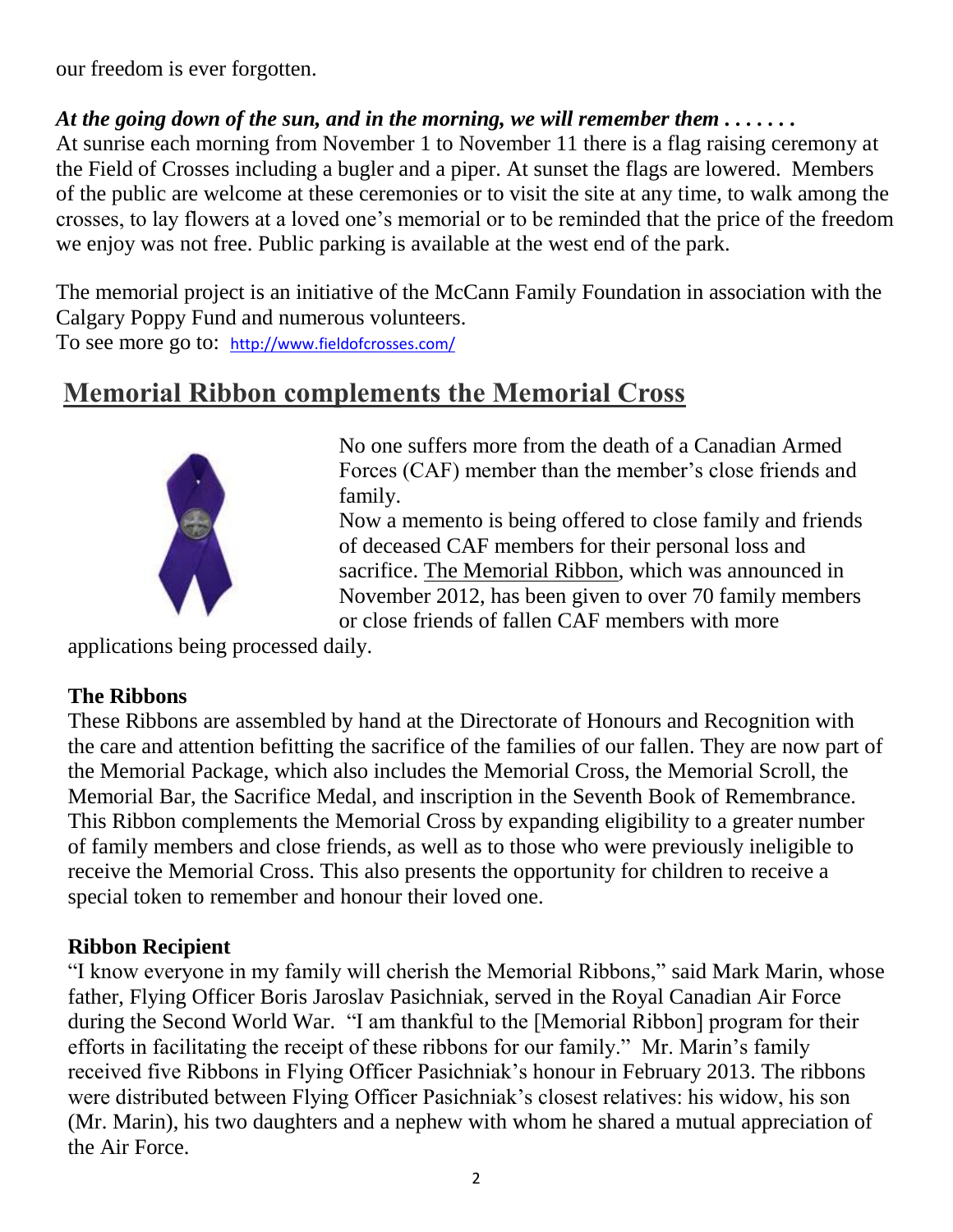our freedom is ever forgotten.

***At the going down of the sun, and in the morning, we will remember them . . . . . . .***

At sunrise each morning from November 1 to November 11 there is a flag raising ceremony at the Field of Crosses including a bugler and a piper. At sunset the flags are lowered. Members of the public are welcome at these ceremonies or to visit the site at any time, to walk among the crosses, to lay flowers at a loved one's memorial or to be reminded that the price of the freedom we enjoy was not free. Public parking is available at the west end of the park.

The memorial project is an initiative of the McCann Family Foundation in association with the Calgary Poppy Fund and numerous volunteers.

To see more go to: http://www.fieldofcrosses.com/

## Memorial Ribbon complements the Memorial Cross

No one suffers more from the death of a Canadian Armed Forces (CAF) member than the member's close friends and family.

Now a memento is being offered to close family and friends of deceased CAF members for their personal loss and sacrifice. The Memorial Ribbon, which was announced in November 2012, has been given to over 70 family members or close friends of fallen CAF members with more applications being processed daily.

### The Ribbons

These Ribbons are assembled by hand at the Directorate of Honours and Recognition with the care and attention befitting the sacrifice of the families of our fallen. They are now part of the Memorial Package, which also includes the Memorial Cross, the Memorial Scroll, the Memorial Bar, the Sacrifice Medal, and inscription in the Seventh Book of Remembrance. This Ribbon complements the Memorial Cross by expanding eligibility to a greater number of family members and close friends, as well as to those who were previously ineligible to receive the Memorial Cross. This also presents the opportunity for children to receive a special token to remember and honour their loved one.

### Ribbon Recipient

"I know everyone in my family will cherish the Memorial Ribbons," said Mark Marin, whose father, Flying Officer Boris Jaroslav Pasichniak, served in the Royal Canadian Air Force during the Second World War. "I am thankful to the [Memorial Ribbon] program for their efforts in facilitating the receipt of these ribbons for our family." Mr. Marin's family received five Ribbons in Flying Officer Pasichniak's honour in February 2013. The ribbons were distributed between Flying Officer Pasichniak's closest relatives: his widow, his son (Mr. Marin), his two daughters and a nephew with whom he shared a mutual appreciation of the Air Force.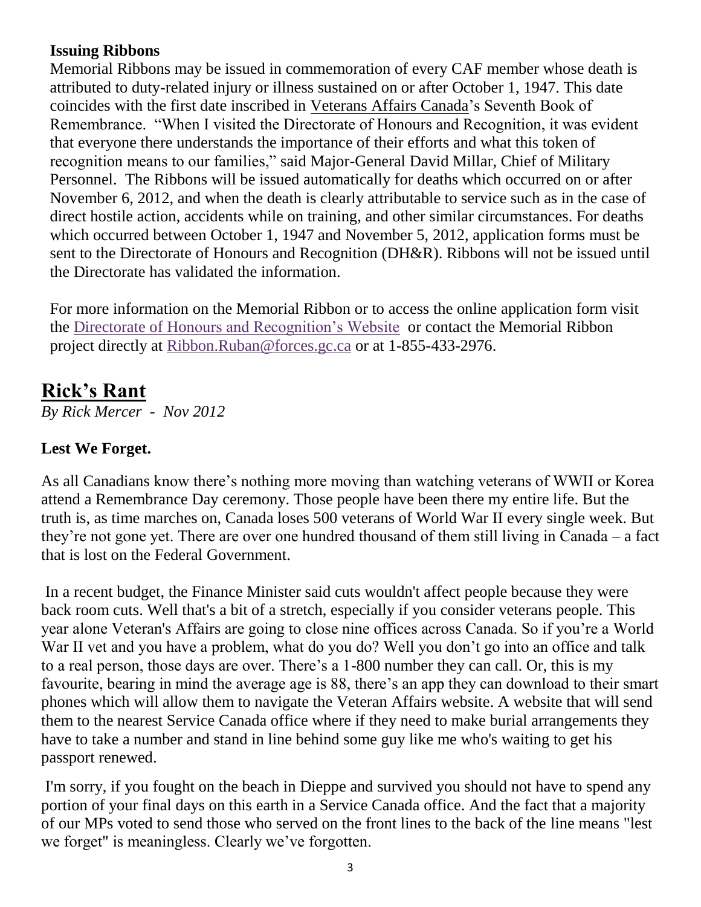**Issuing Ribbons**

Memorial Ribbons may be issued in commemoration of every CAF member whose death is attributed to duty-related injury or illness sustained on or after October 1, 1947. This date coincides with the first date inscribed in Veterans Affairs Canada's Seventh Book of Remembrance. "When I visited the Directorate of Honours and Recognition, it was evident that everyone there understands the importance of their efforts and what this token of recognition means to our families," said Major-General David Millar, Chief of Military Personnel. The Ribbons will be issued automatically for deaths which occurred on or after November 6, 2012, and when the death is clearly attributable to service such as in the case of direct hostile action, accidents while on training, and other similar circumstances. For deaths which occurred between October 1, 1947 and November 5, 2012, application forms must be sent to the Directorate of Honours and Recognition (DH&R). Ribbons will not be issued until the Directorate has validated the information.

For more information on the Memorial Ribbon or to access the online application form visit the Directorate of Honours and Recognition's Website or contact the Memorial Ribbon project directly at Ribbon.Ruban@forces.gc.ca or at 1-855-433-2976.

## Rick's Rant

*By Rick Mercer - Nov 2012*

**Lest We Forget.**

As all Canadians know there's nothing more moving than watching veterans of WWII or Korea attend a Remembrance Day ceremony. Those people have been there my entire life. But the truth is, as time marches on, Canada loses 500 veterans of World War II every single week. But they're not gone yet. There are over one hundred thousand of them still living in Canada – a fact that is lost on the Federal Government.

In a recent budget, the Finance Minister said cuts wouldn't affect people because they were back room cuts. Well that's a bit of a stretch, especially if you consider veterans people. This year alone Veteran's Affairs are going to close nine offices across Canada. So if you're a World War II vet and you have a problem, what do you do? Well you don't go into an office and talk to a real person, those days are over. There's a 1-800 number they can call. Or, this is my favourite, bearing in mind the average age is 88, there's an app they can download to their smart phones which will allow them to navigate the Veteran Affairs website. A website that will send them to the nearest Service Canada office where if they need to make burial arrangements they have to take a number and stand in line behind some guy like me who's waiting to get his passport renewed.

I'm sorry, if you fought on the beach in Dieppe and survived you should not have to spend any portion of your final days on this earth in a Service Canada office. And the fact that a majority of our MPs voted to send those who served on the front lines to the back of the line means "lest we forget" is meaningless. Clearly we've forgotten.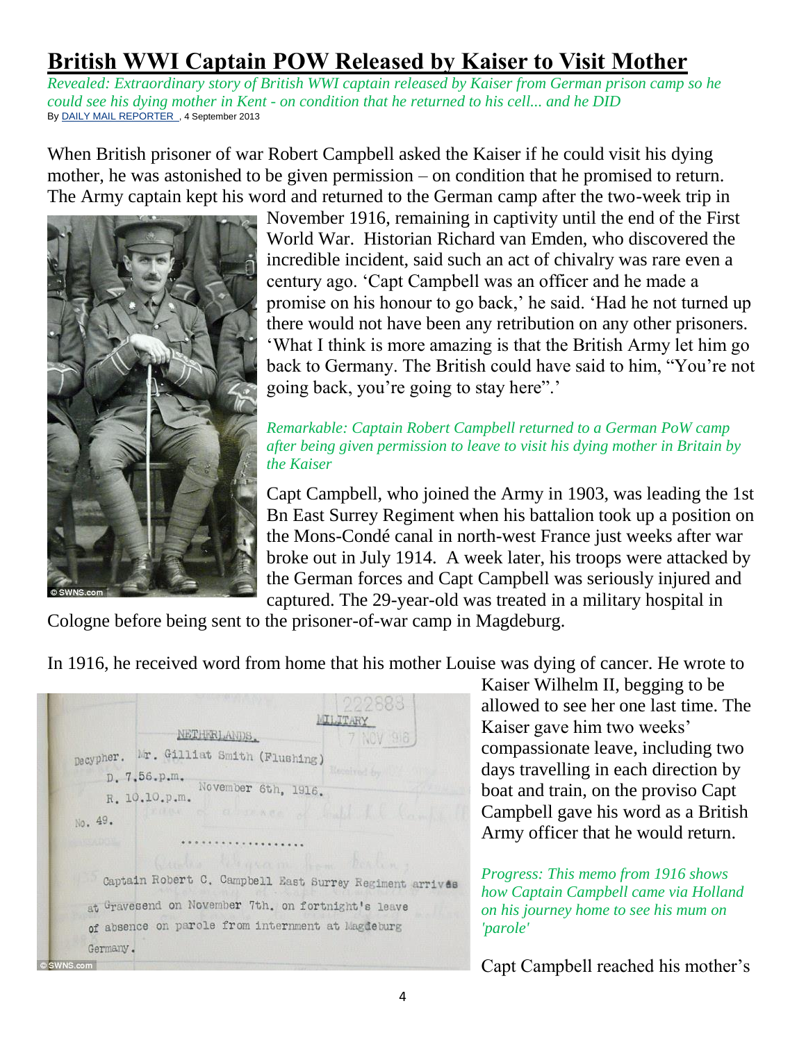# British WWI Captain POW Released by Kaiser to Visit Mother

*Revealed: Extraordinary story of British WWI captain released by Kaiser from German prison camp so he could see his dying mother in Kent - on condition that he returned to his cell... and he DID*

By DAILY MAIL REPORTER , 4 September 2013

When British prisoner of war Robert Campbell asked the Kaiser if he could visit his dying mother, he was astonished to be given permission – on condition that he promised to return. The Army captain kept his word and returned to the German camp after the two-week trip in November 1916, remaining in captivity until the end of the First World War. Historian Richard van Emden, who discovered the incredible incident, said such an act of chivalry was rare even a century ago. 'Capt Campbell was an officer and he made a promise on his honour to go back,' he said. 'Had he not turned up there would not have been any retribution on any other prisoners. 'What I think is more amazing is that the British Army let him go back to Germany. The British could have said to him, "You're not going back, you're going to stay here".'

*Remarkable: Captain Robert Campbell returned to a German PoW camp after being given permission to leave to visit his dying mother in Britain by the Kaiser*

Capt Campbell, who joined the Army in 1903, was leading the 1st Bn East Surrey Regiment when his battalion took up a position on the Mons-Condé canal in north-west France just weeks after war broke out in July 1914. A week later, his troops were attacked by the German forces and Capt Campbell was seriously injured and captured. The 29-year-old was treated in a military hospital in Cologne before being sent to the prisoner-of-war camp in Magdeburg.

In 1916, he received word from home that his mother Louise was dying of cancer. He wrote to Kaiser Wilhelm II, begging to be allowed to see her one last time. The Kaiser gave him two weeks' compassionate leave, including two days travelling in each direction by boat and train, on the proviso Capt Campbell gave his word as a British Army officer that he would return.

*Progress: This memo from 1916 shows how Captain Campbell came via Holland on his journey home to see his mum on 'parole'*

Capt Campbell reached his mother's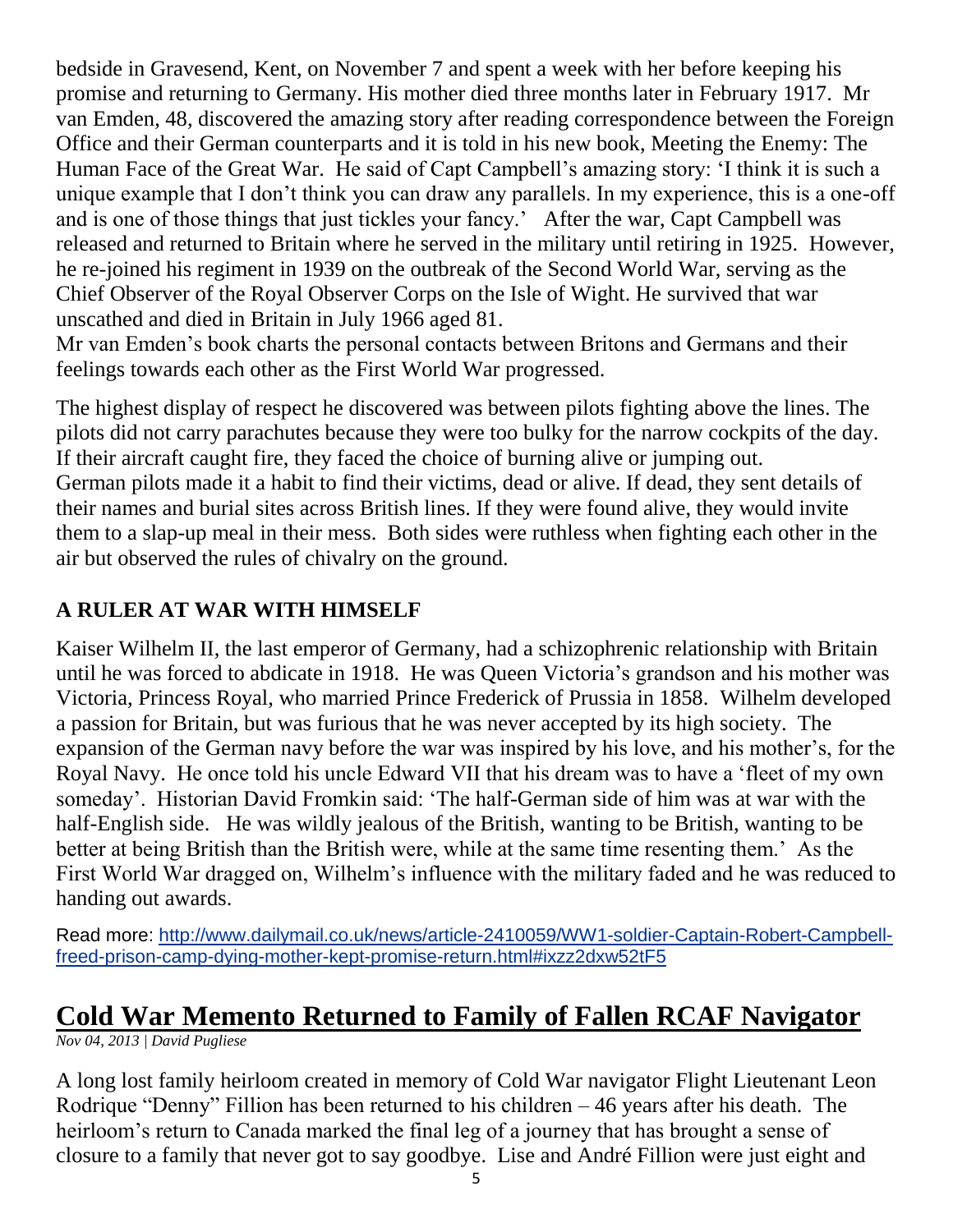bedside in Gravesend, Kent, on November 7 and spent a week with her before keeping his promise and returning to Germany. His mother died three months later in February 1917. Mr van Emden, 48, discovered the amazing story after reading correspondence between the Foreign Office and their German counterparts and it is told in his new book, Meeting the Enemy: The Human Face of the Great War. He said of Capt Campbell's amazing story: 'I think it is such a unique example that I don't think you can draw any parallels. In my experience, this is a one-off and is one of those things that just tickles your fancy.' After the war, Capt Campbell was released and returned to Britain where he served in the military until retiring in 1925. However, he re-joined his regiment in 1939 on the outbreak of the Second World War, serving as the Chief Observer of the Royal Observer Corps on the Isle of Wight. He survived that war unscathed and died in Britain in July 1966 aged 81.
Mr van Emden's book charts the personal contacts between Britons and Germans and their feelings towards each other as the First World War progressed.

The highest display of respect he discovered was between pilots fighting above the lines. The pilots did not carry parachutes because they were too bulky for the narrow cockpits of the day. If their aircraft caught fire, they faced the choice of burning alive or jumping out.
German pilots made it a habit to find their victims, dead or alive. If dead, they sent details of their names and burial sites across British lines. If they were found alive, they would invite them to a slap-up meal in their mess. Both sides were ruthless when fighting each other in the air but observed the rules of chivalry on the ground.

**A RULER AT WAR WITH HIMSELF**

Kaiser Wilhelm II, the last emperor of Germany, had a schizophrenic relationship with Britain until he was forced to abdicate in 1918. He was Queen Victoria's grandson and his mother was Victoria, Princess Royal, who married Prince Frederick of Prussia in 1858. Wilhelm developed a passion for Britain, but was furious that he was never accepted by its high society. The expansion of the German navy before the war was inspired by his love, and his mother's, for the Royal Navy. He once told his uncle Edward VII that his dream was to have a 'fleet of my own someday'. Historian David Fromkin said: 'The half-German side of him was at war with the half-English side. He was wildly jealous of the British, wanting to be British, wanting to be better at being British than the British were, while at the same time resenting them.' As the First World War dragged on, Wilhelm's influence with the military faded and he was reduced to handing out awards.

Read more: [http://www.dailymail.co.uk/news/article-2410059/WW1-soldier-Captain-Robert-Campbell-freed-prison-camp-dying-mother-kept-promise-return.html#ixzz2dxw52tF5](http://www.dailymail.co.uk/news/article-2410059/WW1-soldier-Captain-Robert-Campbell-freed-prison-camp-dying-mother-kept-promise-return.html#ixzz2dxw52tF5)

# Cold War Memento Returned to Family of Fallen RCAF Navigator

*Nov 04, 2013 | David Pugliese*

A long lost family heirloom created in memory of Cold War navigator Flight Lieutenant Leon Rodrique "Denny" Fillion has been returned to his children – 46 years after his death. The heirloom's return to Canada marked the final leg of a journey that has brought a sense of closure to a family that never got to say goodbye. Lise and André Fillion were just eight and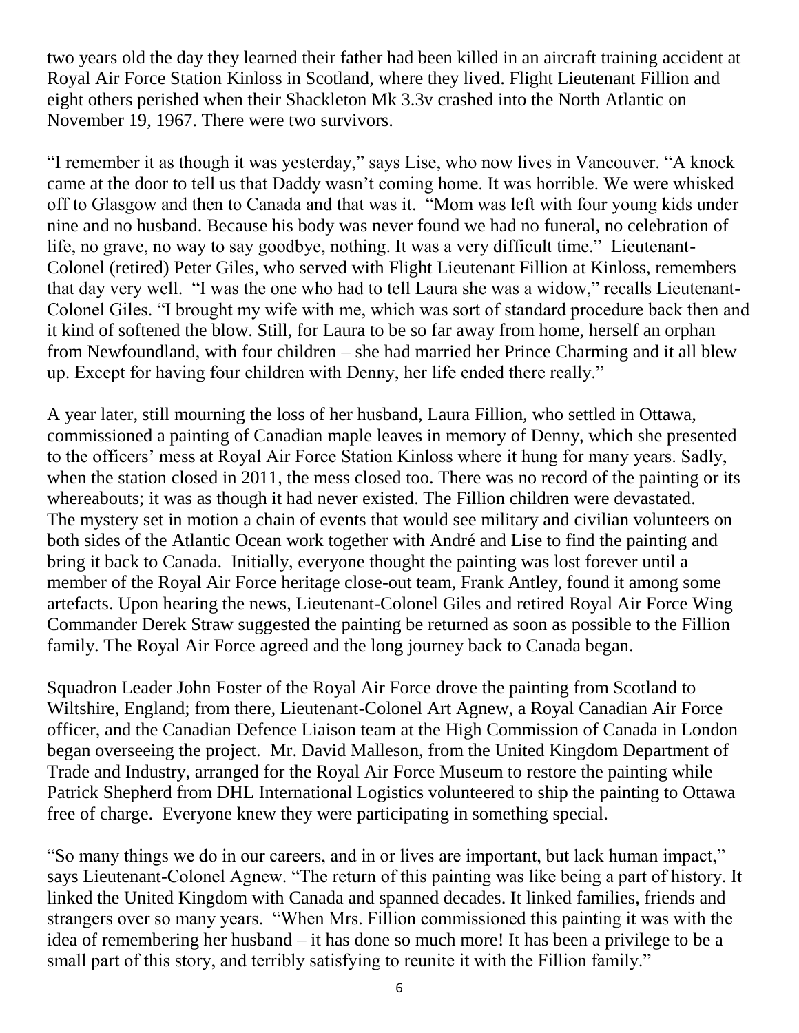two years old the day they learned their father had been killed in an aircraft training accident at Royal Air Force Station Kinloss in Scotland, where they lived. Flight Lieutenant Fillion and eight others perished when their Shackleton Mk 3.3v crashed into the North Atlantic on November 19, 1967. There were two survivors.

"I remember it as though it was yesterday," says Lise, who now lives in Vancouver. "A knock came at the door to tell us that Daddy wasn't coming home. It was horrible. We were whisked off to Glasgow and then to Canada and that was it. "Mom was left with four young kids under nine and no husband. Because his body was never found we had no funeral, no celebration of life, no grave, no way to say goodbye, nothing. It was a very difficult time." Lieutenant-Colonel (retired) Peter Giles, who served with Flight Lieutenant Fillion at Kinloss, remembers that day very well. "I was the one who had to tell Laura she was a widow," recalls Lieutenant-Colonel Giles. "I brought my wife with me, which was sort of standard procedure back then and it kind of softened the blow. Still, for Laura to be so far away from home, herself an orphan from Newfoundland, with four children – she had married her Prince Charming and it all blew up. Except for having four children with Denny, her life ended there really."

A year later, still mourning the loss of her husband, Laura Fillion, who settled in Ottawa, commissioned a painting of Canadian maple leaves in memory of Denny, which she presented to the officers' mess at Royal Air Force Station Kinloss where it hung for many years. Sadly, when the station closed in 2011, the mess closed too. There was no record of the painting or its whereabouts; it was as though it had never existed. The Fillion children were devastated. The mystery set in motion a chain of events that would see military and civilian volunteers on both sides of the Atlantic Ocean work together with André and Lise to find the painting and bring it back to Canada. Initially, everyone thought the painting was lost forever until a member of the Royal Air Force heritage close-out team, Frank Antley, found it among some artefacts. Upon hearing the news, Lieutenant-Colonel Giles and retired Royal Air Force Wing Commander Derek Straw suggested the painting be returned as soon as possible to the Fillion family. The Royal Air Force agreed and the long journey back to Canada began.

Squadron Leader John Foster of the Royal Air Force drove the painting from Scotland to Wiltshire, England; from there, Lieutenant-Colonel Art Agnew, a Royal Canadian Air Force officer, and the Canadian Defence Liaison team at the High Commission of Canada in London began overseeing the project. Mr. David Malleson, from the United Kingdom Department of Trade and Industry, arranged for the Royal Air Force Museum to restore the painting while Patrick Shepherd from DHL International Logistics volunteered to ship the painting to Ottawa free of charge. Everyone knew they were participating in something special.

"So many things we do in our careers, and in or lives are important, but lack human impact," says Lieutenant-Colonel Agnew. "The return of this painting was like being a part of history. It linked the United Kingdom with Canada and spanned decades. It linked families, friends and strangers over so many years. "When Mrs. Fillion commissioned this painting it was with the idea of remembering her husband – it has done so much more! It has been a privilege to be a small part of this story, and terribly satisfying to reunite it with the Fillion family."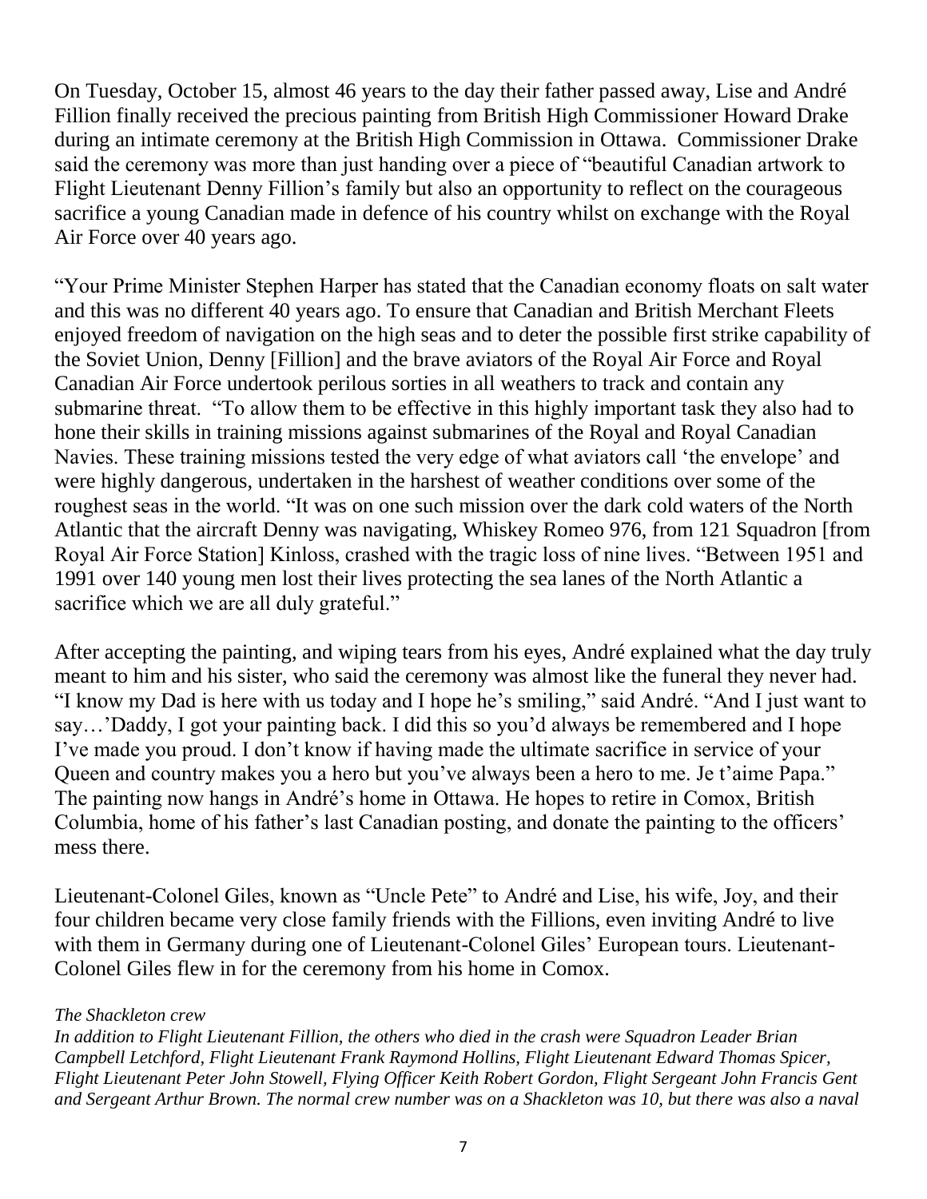On Tuesday, October 15, almost 46 years to the day their father passed away, Lise and André Fillion finally received the precious painting from British High Commissioner Howard Drake during an intimate ceremony at the British High Commission in Ottawa. Commissioner Drake said the ceremony was more than just handing over a piece of "beautiful Canadian artwork to Flight Lieutenant Denny Fillion's family but also an opportunity to reflect on the courageous sacrifice a young Canadian made in defence of his country whilst on exchange with the Royal Air Force over 40 years ago.

"Your Prime Minister Stephen Harper has stated that the Canadian economy floats on salt water and this was no different 40 years ago. To ensure that Canadian and British Merchant Fleets enjoyed freedom of navigation on the high seas and to deter the possible first strike capability of the Soviet Union, Denny [Fillion] and the brave aviators of the Royal Air Force and Royal Canadian Air Force undertook perilous sorties in all weathers to track and contain any submarine threat. "To allow them to be effective in this highly important task they also had to hone their skills in training missions against submarines of the Royal and Royal Canadian Navies. These training missions tested the very edge of what aviators call 'the envelope' and were highly dangerous, undertaken in the harshest of weather conditions over some of the roughest seas in the world. "It was on one such mission over the dark cold waters of the North Atlantic that the aircraft Denny was navigating, Whiskey Romeo 976, from 121 Squadron [from Royal Air Force Station] Kinloss, crashed with the tragic loss of nine lives. "Between 1951 and 1991 over 140 young men lost their lives protecting the sea lanes of the North Atlantic a sacrifice which we are all duly grateful."

After accepting the painting, and wiping tears from his eyes, André explained what the day truly meant to him and his sister, who said the ceremony was almost like the funeral they never had. "I know my Dad is here with us today and I hope he's smiling," said André. "And I just want to say…'Daddy, I got your painting back. I did this so you'd always be remembered and I hope I've made you proud. I don't know if having made the ultimate sacrifice in service of your Queen and country makes you a hero but you've always been a hero to me. Je t'aime Papa." The painting now hangs in André's home in Ottawa. He hopes to retire in Comox, British Columbia, home of his father's last Canadian posting, and donate the painting to the officers' mess there.

Lieutenant-Colonel Giles, known as "Uncle Pete" to André and Lise, his wife, Joy, and their four children became very close family friends with the Fillions, even inviting André to live with them in Germany during one of Lieutenant-Colonel Giles' European tours. Lieutenant-Colonel Giles flew in for the ceremony from his home in Comox.

*The Shackleton crew*

*In addition to Flight Lieutenant Fillion, the others who died in the crash were Squadron Leader Brian Campbell Letchford, Flight Lieutenant Frank Raymond Hollins, Flight Lieutenant Edward Thomas Spicer, Flight Lieutenant Peter John Stowell, Flying Officer Keith Robert Gordon, Flight Sergeant John Francis Gent and Sergeant Arthur Brown. The normal crew number was on a Shackleton was 10, but there was also a naval*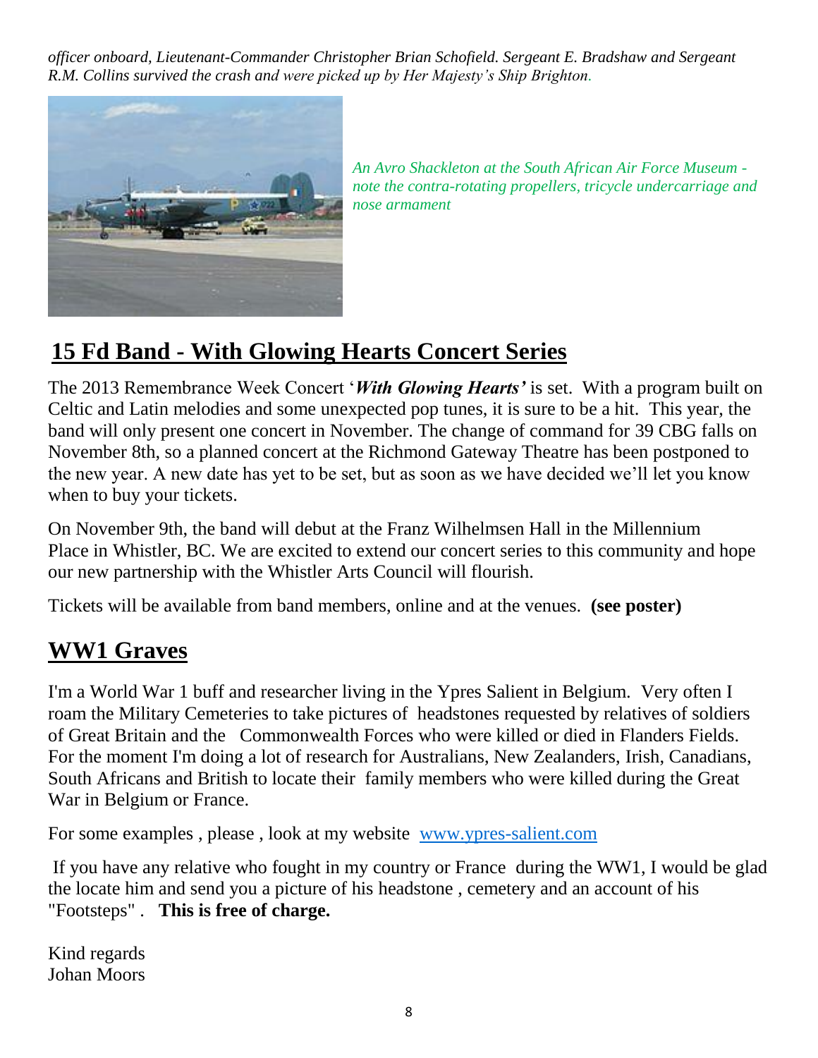*officer onboard, Lieutenant-Commander Christopher Brian Schofield. Sergeant E. Bradshaw and Sergeant R.M. Collins survived the crash and were picked up by Her Majesty's Ship Brighton.*

*An Avro Shackleton at the South African Air Force Museum - note the contra-rotating propellers, tricycle undercarriage and nose armament*

## 15 Fd Band - With Glowing Hearts Concert Series

The 2013 Remembrance Week Concert '***With Glowing Hearts'*** is set. With a program built on Celtic and Latin melodies and some unexpected pop tunes, it is sure to be a hit. This year, the band will only present one concert in November. The change of command for 39 CBG falls on November 8th, so a planned concert at the Richmond Gateway Theatre has been postponed to the new year. A new date has yet to be set, but as soon as we have decided we'll let you know when to buy your tickets.

On November 9th, the band will debut at the Franz Wilhelmsen Hall in the Millennium Place in Whistler, BC. We are excited to extend our concert series to this community and hope our new partnership with the Whistler Arts Council will flourish.

Tickets will be available from band members, online and at the venues. **(see poster)**

## WW1 Graves

I'm a World War 1 buff and researcher living in the Ypres Salient in Belgium. Very often I roam the Military Cemeteries to take pictures of headstones requested by relatives of soldiers of Great Britain and the Commonwealth Forces who were killed or died in Flanders Fields. For the moment I'm doing a lot of research for Australians, New Zealanders, Irish, Canadians, South Africans and British to locate their family members who were killed during the Great War in Belgium or France.

For some examples , please , look at my website [www.ypres-salient.com](http://www.ypres-salient.com)

If you have any relative who fought in my country or France during the WW1, I would be glad the locate him and send you a picture of his headstone , cemetery and an account of his "Footsteps" . **This is free of charge.**

Kind regards
Johan Moors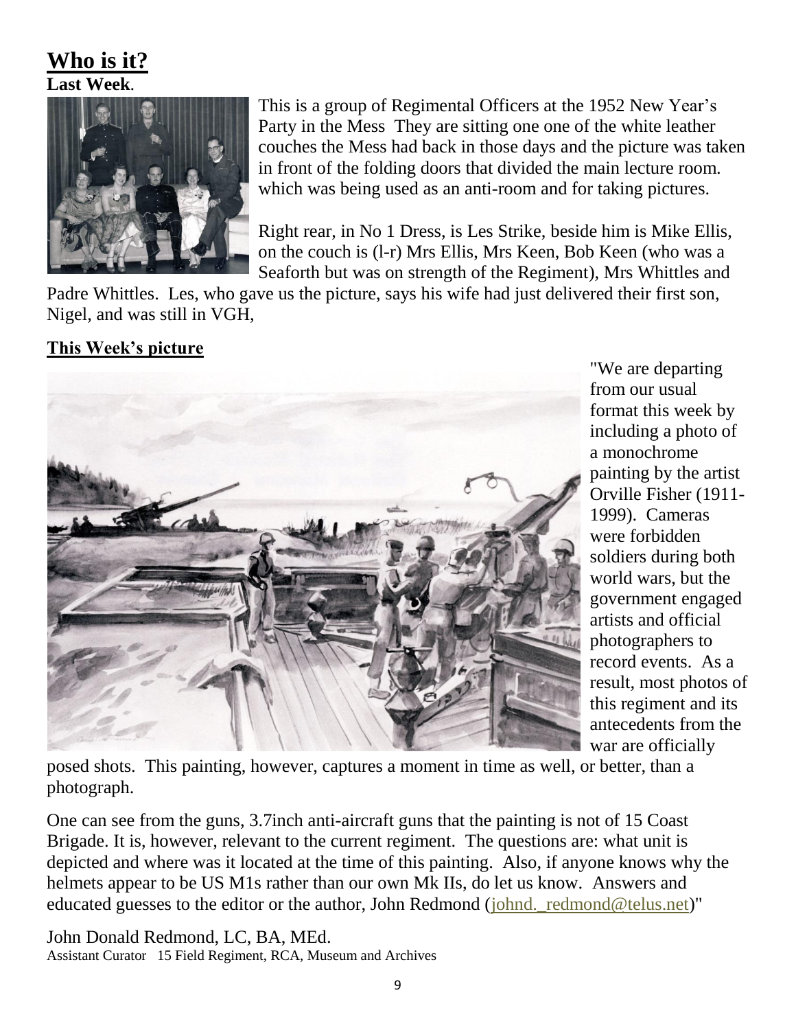# Who is it?

**Last Week**.

This is a group of Regimental Officers at the 1952 New Year's Party in the Mess They are sitting one one of the white leather couches the Mess had back in those days and the picture was taken in front of the folding doors that divided the main lecture room. which was being used as an anti-room and for taking pictures.

Right rear, in No 1 Dress, is Les Strike, beside him is Mike Ellis, on the couch is (l-r) Mrs Ellis, Mrs Keen, Bob Keen (who was a Seaforth but was on strength of the Regiment), Mrs Whittles and Padre Whittles. Les, who gave us the picture, says his wife had just delivered their first son, Nigel, and was still in VGH,

## This Week's picture

"We are departing from our usual format this week by including a photo of a monochrome painting by the artist Orville Fisher (1911-1999). Cameras were forbidden soldiers during both world wars, but the government engaged artists and official photographers to record events. As a result, most photos of this regiment and its antecedents from the war are officially posed shots. This painting, however, captures a moment in time as well, or better, than a photograph.

One can see from the guns, 3.7inch anti-aircraft guns that the painting is not of 15 Coast Brigade. It is, however, relevant to the current regiment. The questions are: what unit is depicted and where was it located at the time of this painting. Also, if anyone knows why the helmets appear to be US M1s rather than our own Mk IIs, do let us know. Answers and educated guesses to the editor or the author, John Redmond (johnd._redmond@telus.net)"

John Donald Redmond, LC, BA, MEd.
Assistant Curator 15 Field Regiment, RCA, Museum and Archives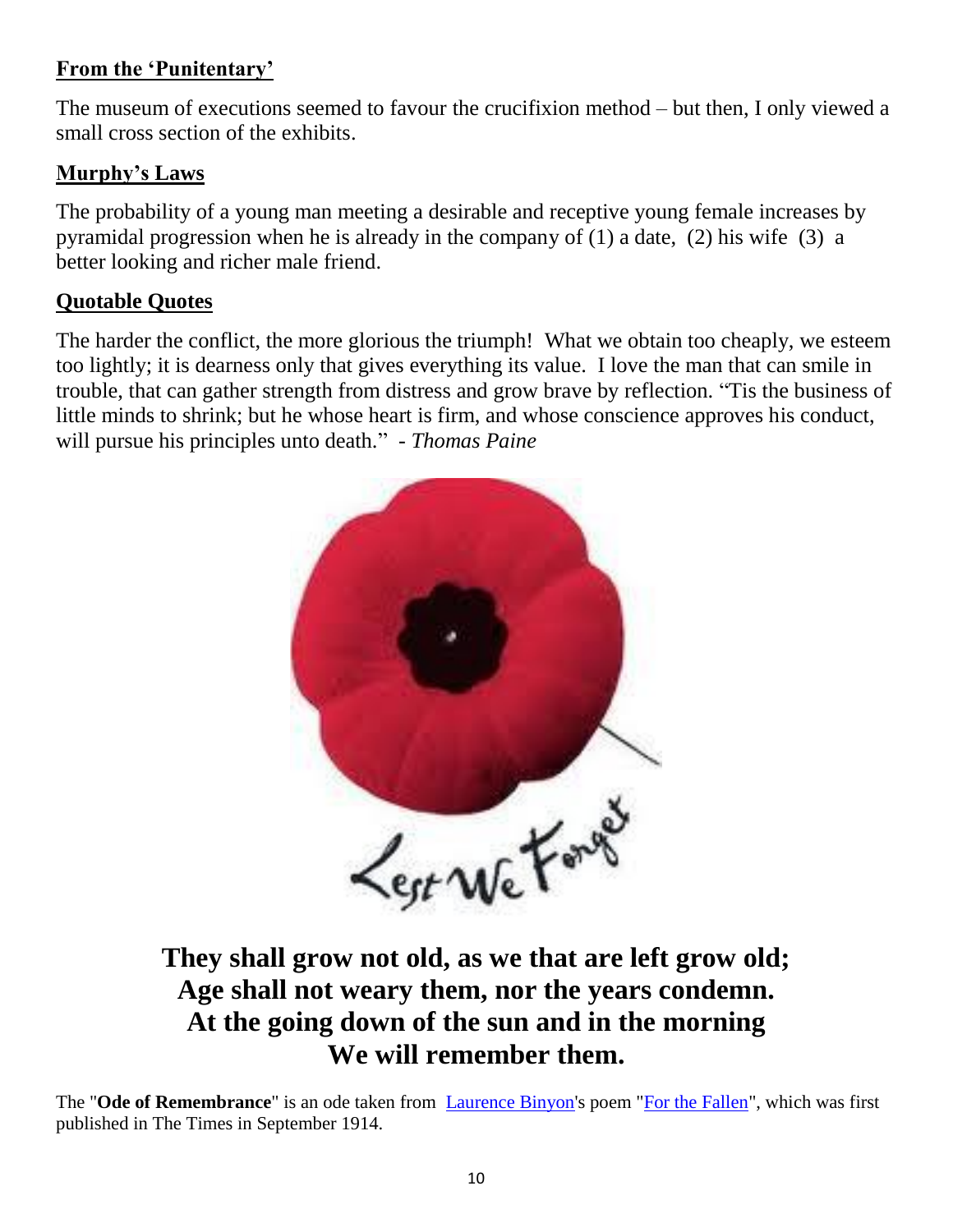**From the 'Punitentary'**

The museum of executions seemed to favour the crucifixion method – but then, I only viewed a small cross section of the exhibits.

**Murphy's Laws**

The probability of a young man meeting a desirable and receptive young female increases by pyramidal progression when he is already in the company of (1) a date, (2) his wife (3) a better looking and richer male friend.

**Quotable Quotes**

The harder the conflict, the more glorious the triumph! What we obtain too cheaply, we esteem too lightly; it is dearness only that gives everything its value. I love the man that can smile in trouble, that can gather strength from distress and grow brave by reflection. "Tis the business of little minds to shrink; but he whose heart is firm, and whose conscience approves his conduct, will pursue his principles unto death." - *Thomas Paine*

Lest We Forget

**They shall grow not old, as we that are left grow old;**
**Age shall not weary them, nor the years condemn.**
**At the going down of the sun and in the morning**
**We will remember them.**

The "**Ode of Remembrance**" is an ode taken from Laurence Binyon's poem "For the Fallen", which was first published in The Times in September 1914.